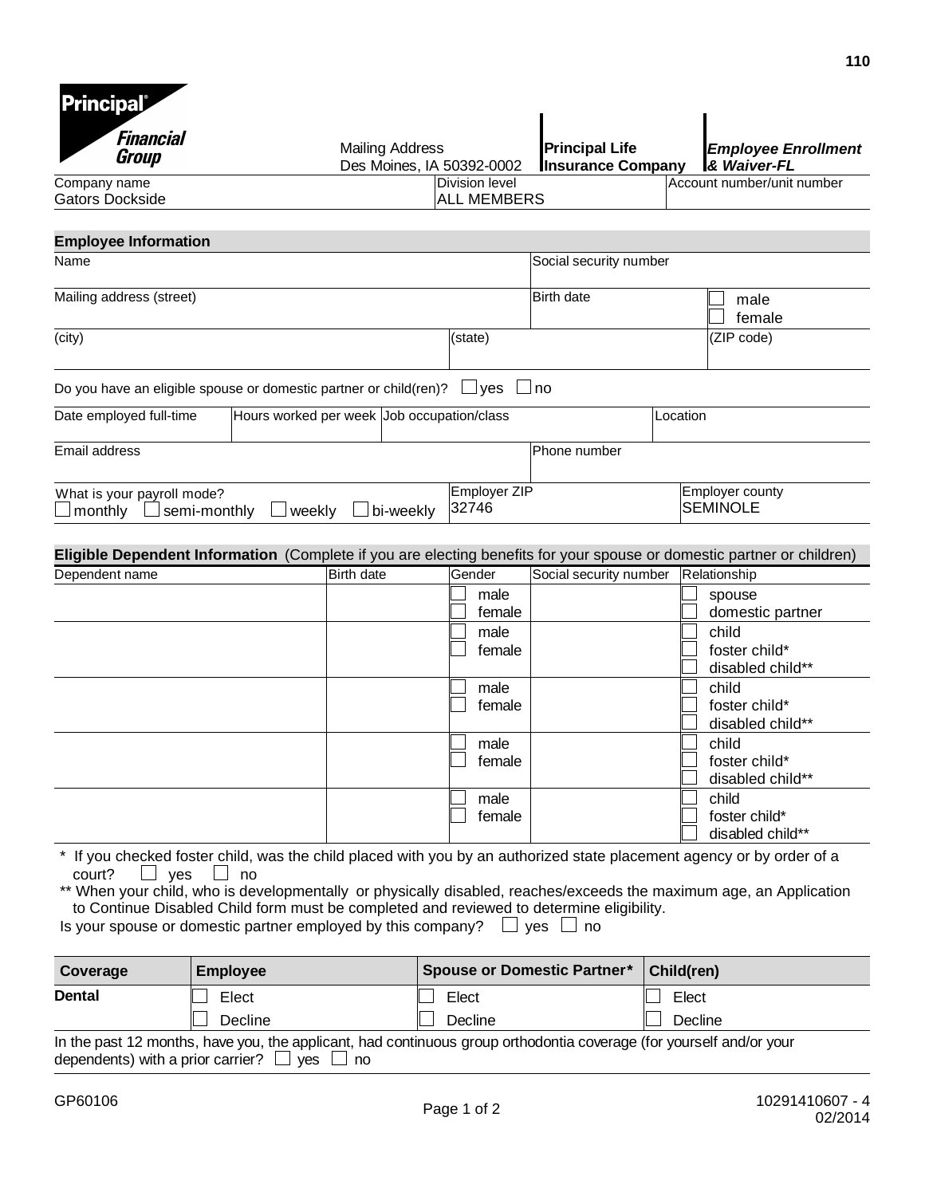110

**Principal Financial Group**

Mailing Address
Des Moines, IA 50392-0002

**Principal Life Insurance Company**

***Employee Enrollment & Waiver-FL***

| Company name | Division level | Account number/unit number |
|---|---|---|
| Gators Dockside | ALL MEMBERS | |

## Employee Information

| Name | | | Social security number | |
|---|---|---|---|---|
| Mailing address (street) | | | Birth date | ☐ male ☐ female |
| (city) | | (state) | | (ZIP code) |

Do you have an eligible spouse or domestic partner or child(ren)? ☐ yes ☐ no

| Date employed full-time | Hours worked per week | Job occupation/class | Location |
|---|---|---|---|
| | | | |

| Email address | Phone number |
|---|---|
| | |

| What is your payroll mode? | Employer ZIP | Employer county |
|---|---|---|
| ☐ monthly ☐ semi-monthly ☐ weekly ☐ bi-weekly | 32746 | SEMINOLE |

## Eligible Dependent Information (Complete if you are electing benefits for your spouse or domestic partner or children)

| Dependent name | Birth date | Gender | Social security number | Relationship |
|---|---|---|---|---|
| | | ☐ male ☐ female | | ☐ spouse ☐ domestic partner |
| | | ☐ male ☐ female | | ☐ child ☐ foster child* ☐ disabled child** |
| | | ☐ male ☐ female | | ☐ child ☐ foster child* ☐ disabled child** |
| | | ☐ male ☐ female | | ☐ child ☐ foster child* ☐ disabled child** |
| | | ☐ male ☐ female | | ☐ child ☐ foster child* ☐ disabled child** |

\* If you checked foster child, was the child placed with you by an authorized state placement agency or by order of a court? ☐ yes ☐ no

** When your child, who is developmentally or physically disabled, reaches/exceeds the maximum age, an Application to Continue Disabled Child form must be completed and reviewed to determine eligibility.

Is your spouse or domestic partner employed by this company? ☐ yes ☐ no

| Coverage | Employee | Spouse or Domestic Partner* | Child(ren) |
|---|---|---|---|
| **Dental** | ☐ Elect ☐ Decline | ☐ Elect ☐ Decline | ☐ Elect ☐ Decline |

In the past 12 months, have you, the applicant, had continuous group orthodontia coverage (for yourself and/or your dependents) with a prior carrier? ☐ yes ☐ no

GP60106

10291410607 - 4
02/2014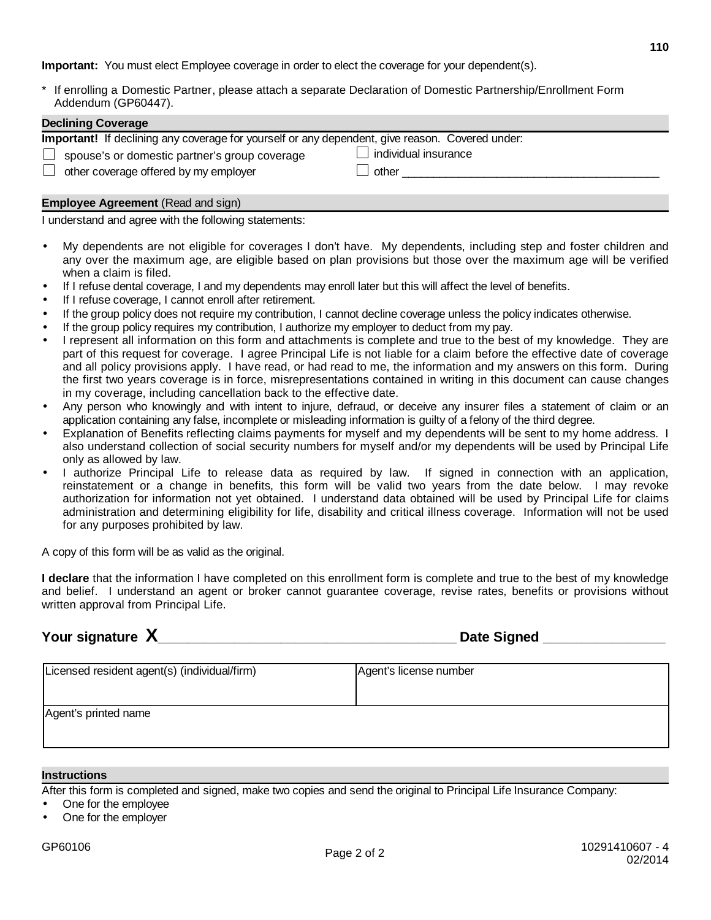**Important:** You must elect Employee coverage in order to elect the coverage for your dependent(s).

\* If enrolling a Domestic Partner, please attach a separate Declaration of Domestic Partnership/Enrollment Form Addendum (GP60447).

## Declining Coverage

**Important!** If declining any coverage for yourself or any dependent, give reason. Covered under:

☐ spouse's or domestic partner's group coverage

☐ other coverage offered by my employer

☐ individual insurance

☐ other ________________________________________

## Employee Agreement (Read and sign)

I understand and agree with the following statements:

- My dependents are not eligible for coverages I don't have. My dependents, including step and foster children and any over the maximum age, are eligible based on plan provisions but those over the maximum age will be verified when a claim is filed.
- If I refuse dental coverage, I and my dependents may enroll later but this will affect the level of benefits.
- If I refuse coverage, I cannot enroll after retirement.
- If the group policy does not require my contribution, I cannot decline coverage unless the policy indicates otherwise.
- If the group policy requires my contribution, I authorize my employer to deduct from my pay.
- I represent all information on this form and attachments is complete and true to the best of my knowledge. They are part of this request for coverage. I agree Principal Life is not liable for a claim before the effective date of coverage and all policy provisions apply. I have read, or had read to me, the information and my answers on this form. During the first two years coverage is in force, misrepresentations contained in writing in this document can cause changes in my coverage, including cancellation back to the effective date.
- Any person who knowingly and with intent to injure, defraud, or deceive any insurer files a statement of claim or an application containing any false, incomplete or misleading information is guilty of a felony of the third degree.
- Explanation of Benefits reflecting claims payments for myself and my dependents will be sent to my home address. I also understand collection of social security numbers for myself and/or my dependents will be used by Principal Life only as allowed by law.
- I authorize Principal Life to release data as required by law. If signed in connection with an application, reinstatement or a change in benefits, this form will be valid two years from the date below. I may revoke authorization for information not yet obtained. I understand data obtained will be used by Principal Life for claims administration and determining eligibility for life, disability and critical illness coverage. Information will not be used for any purposes prohibited by law.

A copy of this form will be as valid as the original.

**I declare** that the information I have completed on this enrollment form is complete and true to the best of my knowledge and belief. I understand an agent or broker cannot guarantee coverage, revise rates, benefits or provisions without written approval from Principal Life.

**Your signature X**________________________________________ **Date Signed** ________________

| | |
|---|---|
| Licensed resident agent(s) (individual/firm) | Agent's license number |
| Agent's printed name | |

## Instructions

After this form is completed and signed, make two copies and send the original to Principal Life Insurance Company:

- One for the employee
- One for the employer

GP60106

10291410607 - 4
02/2014